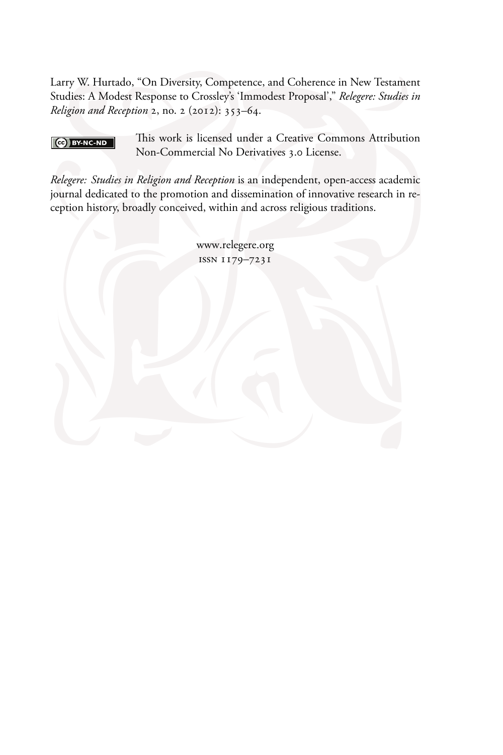Larry W. Hurtado, "On Diversity, Competence, and Coherence in New Testament Studies: A Modest Response to Crossley's 'Immodest Proposal'," *Relegere: Studies in Religion and Reception* 2, no. 2 (2012): 353–64.

This work is licensed under a Creative Commons Attribution Non-Commercial No Derivatives 3.0 License.

*Relegere: Studies in Religion and Reception* is an independent, open-access academic journal dedicated to the promotion and dissemination of innovative research in reception history, broadly conceived, within and across religious traditions.

www.relegere.org
ISSN 1179–7231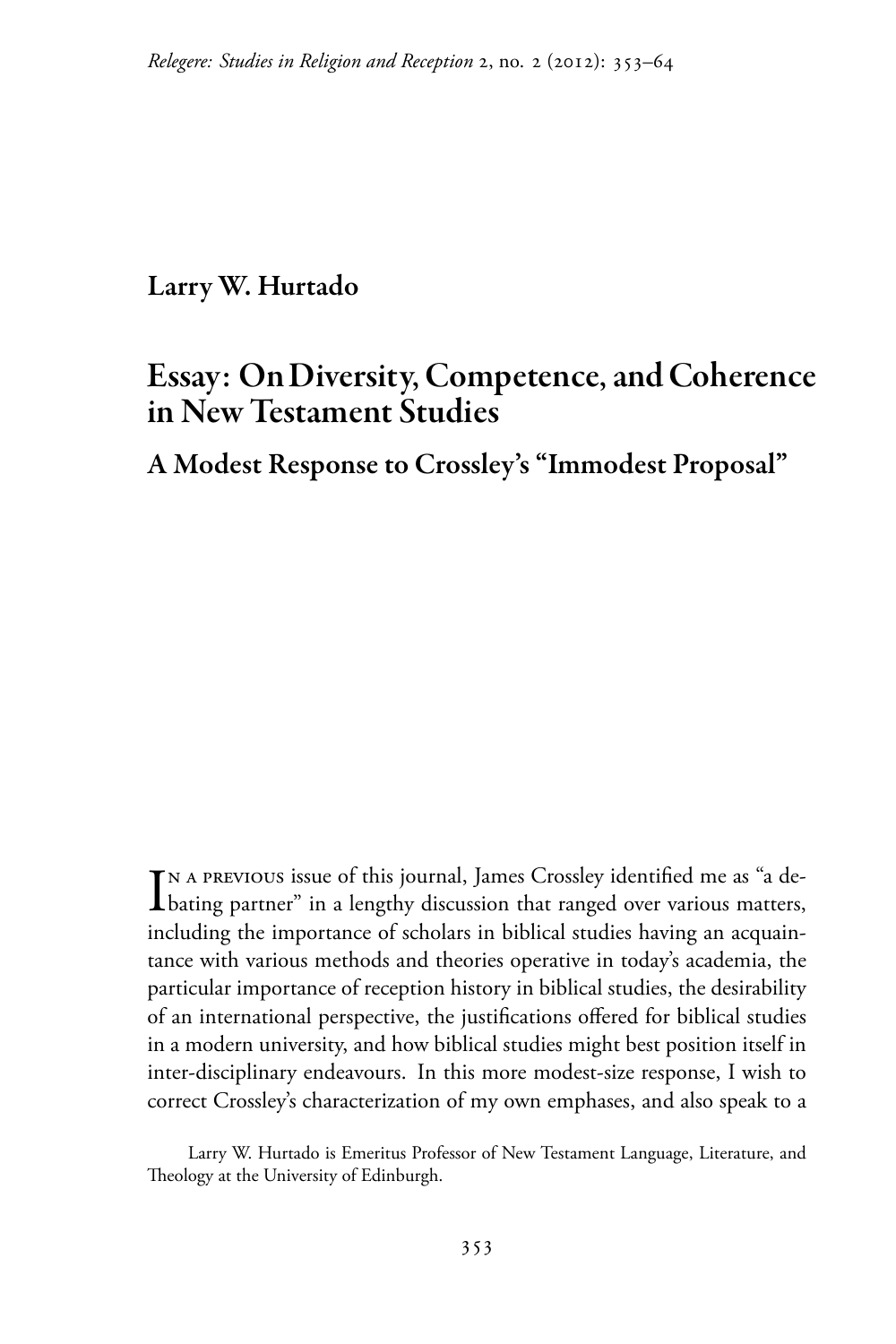**Larry W. Hurtado**

# Essay: On Diversity, Competence, and Coherence in New Testament Studies

## A Modest Response to Crossley's "Immodest Proposal"

In a previous issue of this journal, James Crossley identified me as "a debating partner" in a lengthy discussion that ranged over various matters, including the importance of scholars in biblical studies having an acquaintance with various methods and theories operative in today's academia, the particular importance of reception history in biblical studies, the desirability of an international perspective, the justifications offered for biblical studies in a modern university, and how biblical studies might best position itself in inter-disciplinary endeavours. In this more modest-size response, I wish to correct Crossley's characterization of my own emphases, and also speak to a

Larry W. Hurtado is Emeritus Professor of New Testament Language, Literature, and Theology at the University of Edinburgh.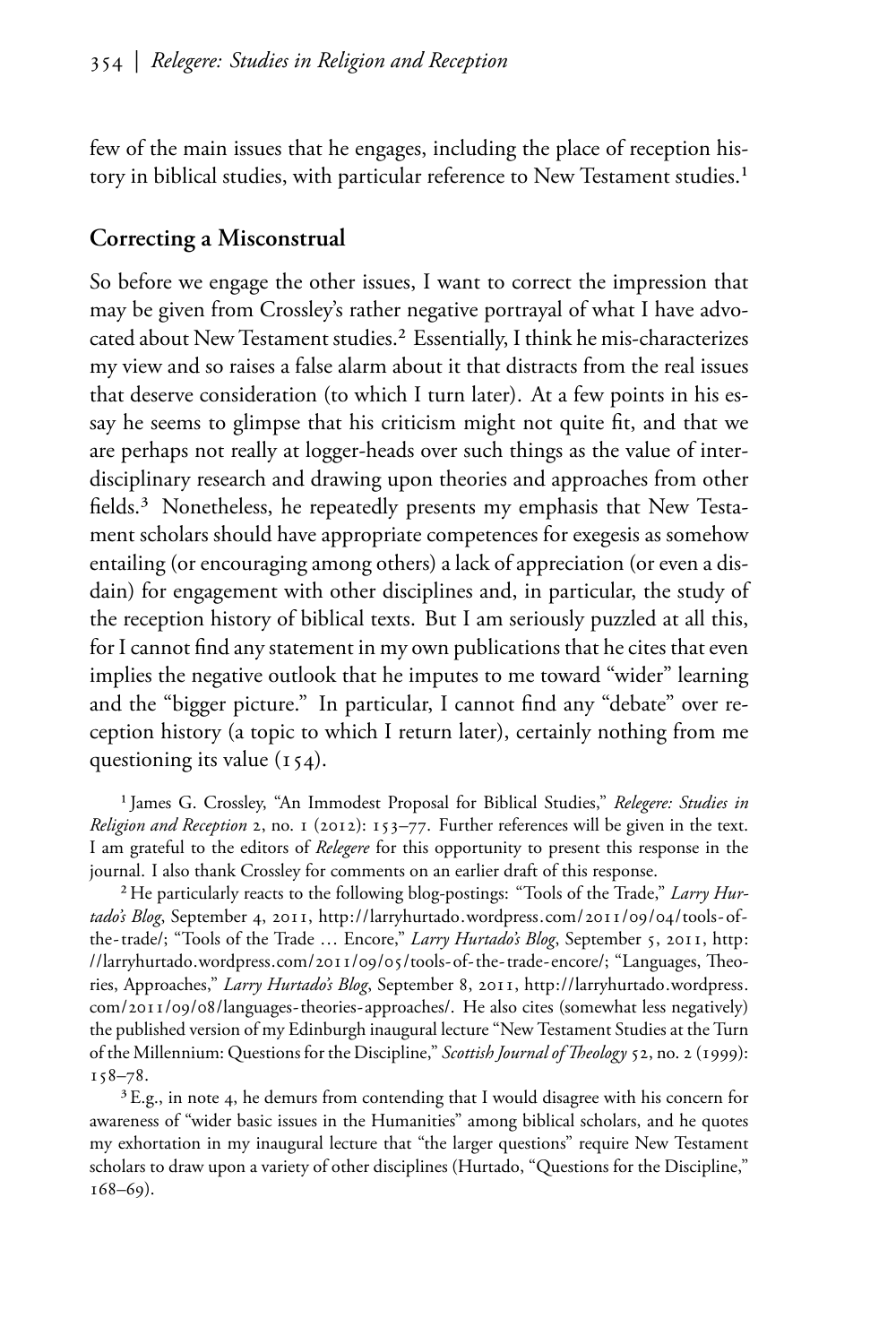few of the main issues that he engages, including the place of reception history in biblical studies, with particular reference to New Testament studies.[1]

## Correcting a Misconstrual

So before we engage the other issues, I want to correct the impression that may be given from Crossley's rather negative portrayal of what I have advocated about New Testament studies.[2] Essentially, I think he mis-characterizes my view and so raises a false alarm about it that distracts from the real issues that deserve consideration (to which I turn later). At a few points in his essay he seems to glimpse that his criticism might not quite fit, and that we are perhaps not really at logger-heads over such things as the value of interdisciplinary research and drawing upon theories and approaches from other fields.[3] Nonetheless, he repeatedly presents my emphasis that New Testament scholars should have appropriate competences for exegesis as somehow entailing (or encouraging among others) a lack of appreciation (or even a disdain) for engagement with other disciplines and, in particular, the study of the reception history of biblical texts. But I am seriously puzzled at all this, for I cannot find any statement in my own publications that he cites that even implies the negative outlook that he imputes to me toward "wider" learning and the "bigger picture." In particular, I cannot find any "debate" over reception history (a topic to which I return later), certainly nothing from me questioning its value (154).

[1] James G. Crossley, "An Immodest Proposal for Biblical Studies," *Relegere: Studies in Religion and Reception* 2, no. 1 (2012): 153–77. Further references will be given in the text. I am grateful to the editors of *Relegere* for this opportunity to present this response in the journal. I also thank Crossley for comments on an earlier draft of this response.

[2] He particularly reacts to the following blog-postings: "Tools of the Trade," *Larry Hurtado's Blog*, September 4, 2011, http://larryhurtado.wordpress.com/2011/09/04/tools-of-the-trade/; "Tools of the Trade … Encore," *Larry Hurtado's Blog*, September 5, 2011, http://larryhurtado.wordpress.com/2011/09/05/tools-of-the-trade-encore/; "Languages, Theories, Approaches," *Larry Hurtado's Blog*, September 8, 2011, http://larryhurtado.wordpress.com/2011/09/08/languages-theories-approaches/. He also cites (somewhat less negatively) the published version of my Edinburgh inaugural lecture "New Testament Studies at the Turn of the Millennium: Questions for the Discipline," *Scottish Journal of Theology* 52, no. 2 (1999): 158–78.

[3] E.g., in note 4, he demurs from contending that I would disagree with his concern for awareness of "wider basic issues in the Humanities" among biblical scholars, and he quotes my exhortation in my inaugural lecture that "the larger questions" require New Testament scholars to draw upon a variety of other disciplines (Hurtado, "Questions for the Discipline," 168–69).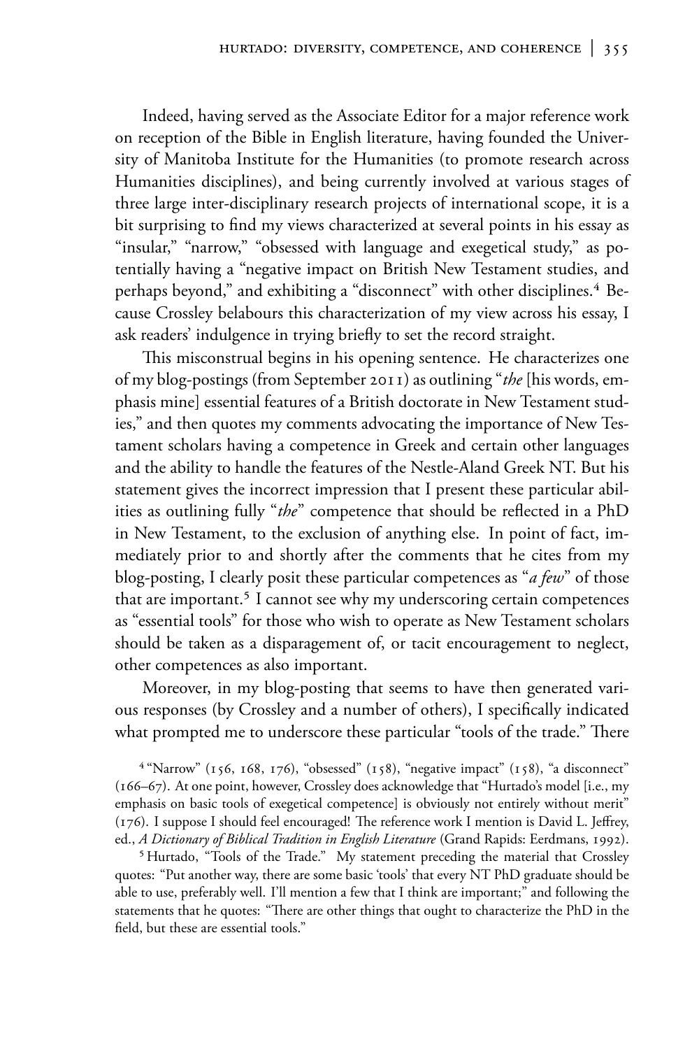Indeed, having served as the Associate Editor for a major reference work on reception of the Bible in English literature, having founded the University of Manitoba Institute for the Humanities (to promote research across Humanities disciplines), and being currently involved at various stages of three large inter-disciplinary research projects of international scope, it is a bit surprising to find my views characterized at several points in his essay as "insular," "narrow," "obsessed with language and exegetical study," as potentially having a "negative impact on British New Testament studies, and perhaps beyond," and exhibiting a "disconnect" with other disciplines.[4] Because Crossley belabours this characterization of my view across his essay, I ask readers' indulgence in trying briefly to set the record straight.

This misconstrual begins in his opening sentence. He characterizes one of my blog-postings (from September 2011) as outlining "*the* [his words, emphasis mine] essential features of a British doctorate in New Testament studies," and then quotes my comments advocating the importance of New Testament scholars having a competence in Greek and certain other languages and the ability to handle the features of the Nestle-Aland Greek NT. But his statement gives the incorrect impression that I present these particular abilities as outlining fully "*the*" competence that should be reflected in a PhD in New Testament, to the exclusion of anything else. In point of fact, immediately prior to and shortly after the comments that he cites from my blog-posting, I clearly posit these particular competences as "*a few*" of those that are important.[5] I cannot see why my underscoring certain competences as "essential tools" for those who wish to operate as New Testament scholars should be taken as a disparagement of, or tacit encouragement to neglect, other competences as also important.

Moreover, in my blog-posting that seems to have then generated various responses (by Crossley and a number of others), I specifically indicated what prompted me to underscore these particular "tools of the trade." There

[4] "Narrow" (156, 168, 176), "obsessed" (158), "negative impact" (158), "a disconnect" (166–67). At one point, however, Crossley does acknowledge that "Hurtado's model [i.e., my emphasis on basic tools of exegetical competence] is obviously not entirely without merit" (176). I suppose I should feel encouraged! The reference work I mention is David L. Jeffrey, ed., *A Dictionary of Biblical Tradition in English Literature* (Grand Rapids: Eerdmans, 1992).

[5] Hurtado, "Tools of the Trade." My statement preceding the material that Crossley quotes: "Put another way, there are some basic 'tools' that every NT PhD graduate should be able to use, preferably well. I'll mention a few that I think are important;" and following the statements that he quotes: "There are other things that ought to characterize the PhD in the field, but these are essential tools."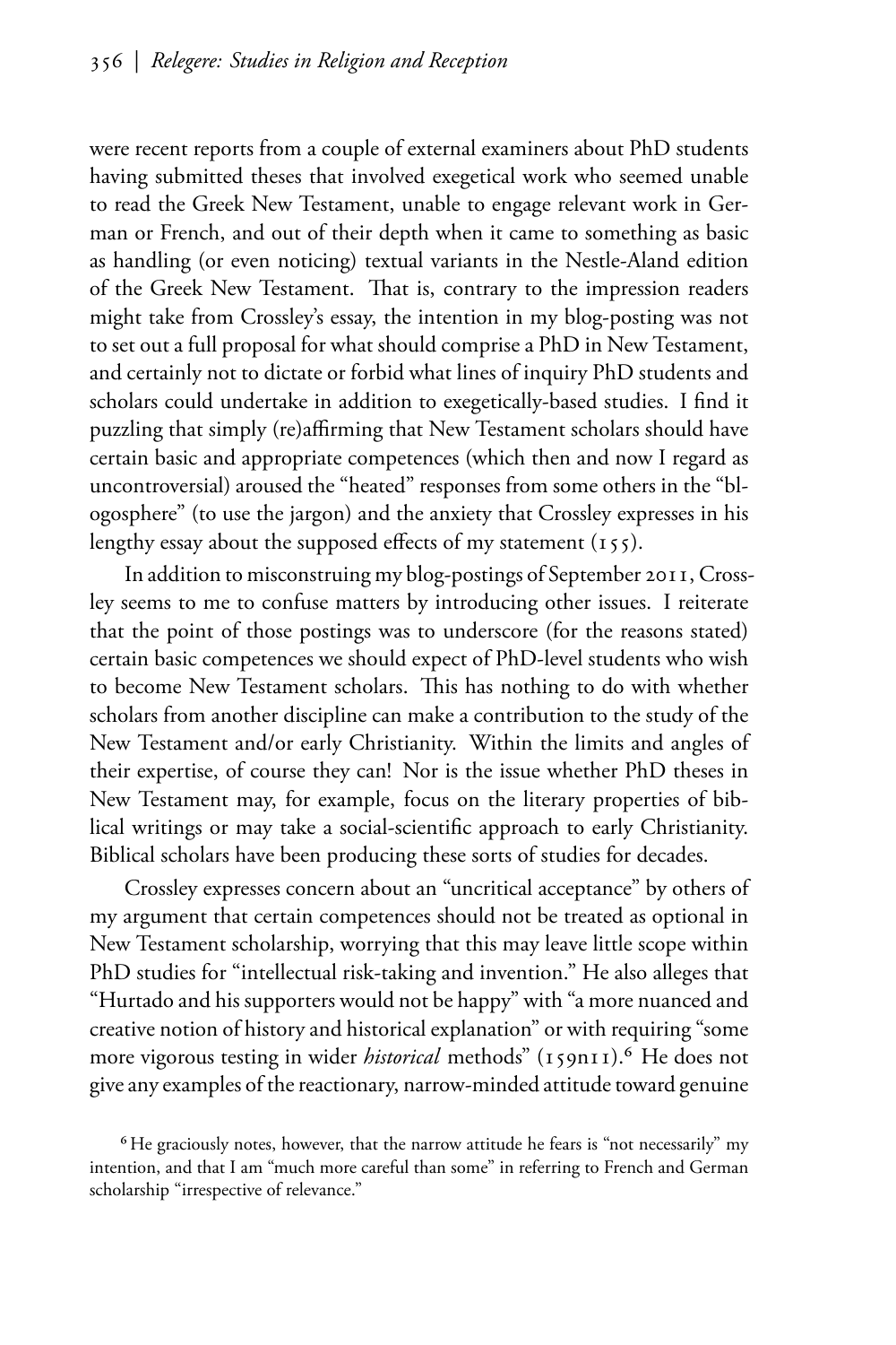were recent reports from a couple of external examiners about PhD students having submitted theses that involved exegetical work who seemed unable to read the Greek New Testament, unable to engage relevant work in German or French, and out of their depth when it came to something as basic as handling (or even noticing) textual variants in the Nestle-Aland edition of the Greek New Testament. That is, contrary to the impression readers might take from Crossley's essay, the intention in my blog-posting was not to set out a full proposal for what should comprise a PhD in New Testament, and certainly not to dictate or forbid what lines of inquiry PhD students and scholars could undertake in addition to exegetically-based studies. I find it puzzling that simply (re)affirming that New Testament scholars should have certain basic and appropriate competences (which then and now I regard as uncontroversial) aroused the "heated" responses from some others in the "blogosphere" (to use the jargon) and the anxiety that Crossley expresses in his lengthy essay about the supposed effects of my statement (155).

In addition to misconstruing my blog-postings of September 2011, Crossley seems to me to confuse matters by introducing other issues. I reiterate that the point of those postings was to underscore (for the reasons stated) certain basic competences we should expect of PhD-level students who wish to become New Testament scholars. This has nothing to do with whether scholars from another discipline can make a contribution to the study of the New Testament and/or early Christianity. Within the limits and angles of their expertise, of course they can! Nor is the issue whether PhD theses in New Testament may, for example, focus on the literary properties of biblical writings or may take a social-scientific approach to early Christianity. Biblical scholars have been producing these sorts of studies for decades.

Crossley expresses concern about an "uncritical acceptance" by others of my argument that certain competences should not be treated as optional in New Testament scholarship, worrying that this may leave little scope within PhD studies for "intellectual risk-taking and invention." He also alleges that "Hurtado and his supporters would not be happy" with "a more nuanced and creative notion of history and historical explanation" or with requiring "some more vigorous testing in wider *historical* methods" (159n11).[6] He does not give any examples of the reactionary, narrow-minded attitude toward genuine

[6] He graciously notes, however, that the narrow attitude he fears is "not necessarily" my intention, and that I am "much more careful than some" in referring to French and German scholarship "irrespective of relevance."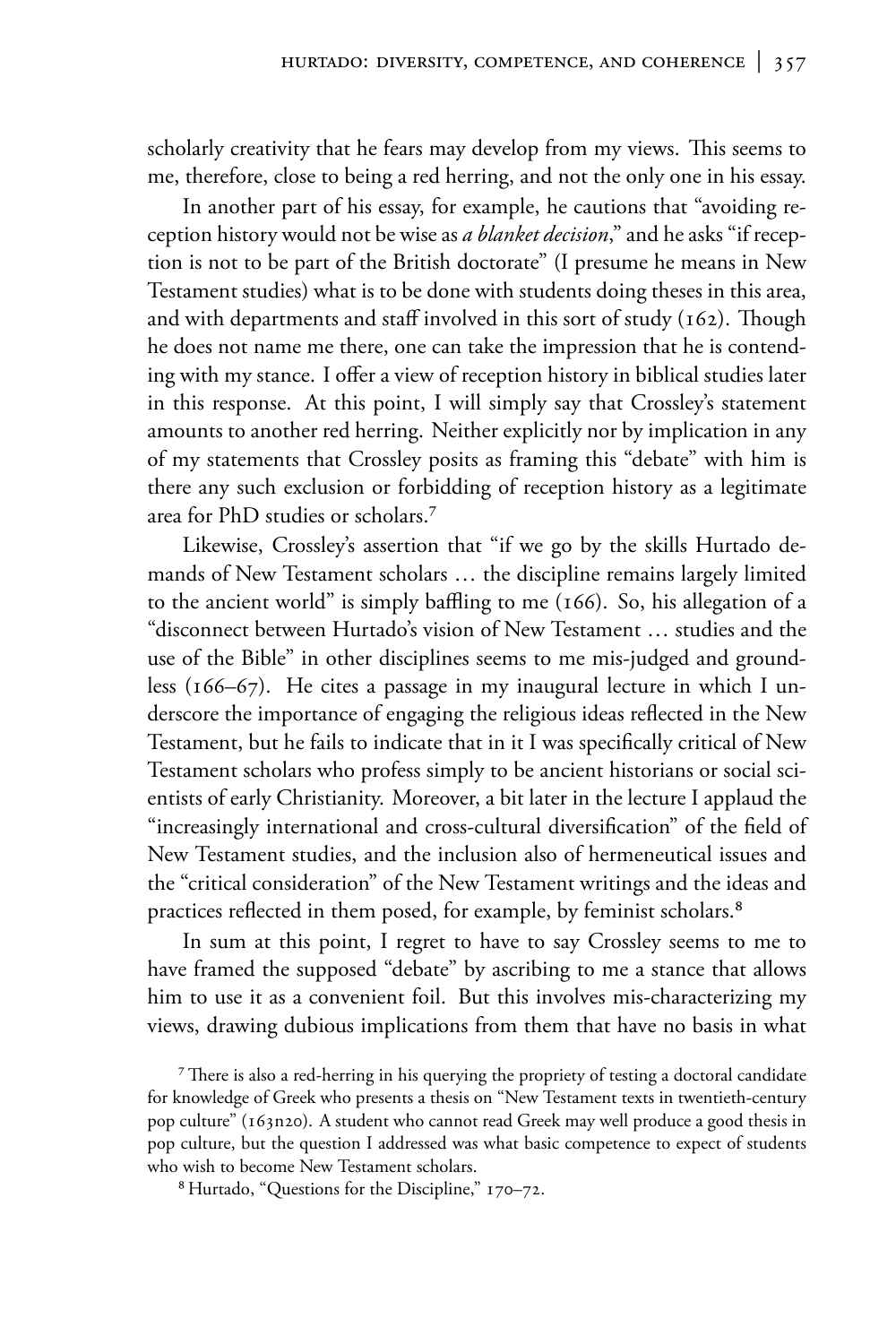scholarly creativity that he fears may develop from my views. This seems to me, therefore, close to being a red herring, and not the only one in his essay.

In another part of his essay, for example, he cautions that "avoiding reception history would not be wise as *a blanket decision*," and he asks "if reception is not to be part of the British doctorate" (I presume he means in New Testament studies) what is to be done with students doing theses in this area, and with departments and staff involved in this sort of study (162). Though he does not name me there, one can take the impression that he is contending with my stance. I offer a view of reception history in biblical studies later in this response. At this point, I will simply say that Crossley's statement amounts to another red herring. Neither explicitly nor by implication in any of my statements that Crossley posits as framing this "debate" with him is there any such exclusion or forbidding of reception history as a legitimate area for PhD studies or scholars.[7]

Likewise, Crossley's assertion that "if we go by the skills Hurtado demands of New Testament scholars … the discipline remains largely limited to the ancient world" is simply baffling to me (166). So, his allegation of a "disconnect between Hurtado's vision of New Testament … studies and the use of the Bible" in other disciplines seems to me mis-judged and groundless (166–67). He cites a passage in my inaugural lecture in which I underscore the importance of engaging the religious ideas reflected in the New Testament, but he fails to indicate that in it I was specifically critical of New Testament scholars who profess simply to be ancient historians or social scientists of early Christianity. Moreover, a bit later in the lecture I applaud the "increasingly international and cross-cultural diversification" of the field of New Testament studies, and the inclusion also of hermeneutical issues and the "critical consideration" of the New Testament writings and the ideas and practices reflected in them posed, for example, by feminist scholars.[8]

In sum at this point, I regret to have to say Crossley seems to me to have framed the supposed "debate" by ascribing to me a stance that allows him to use it as a convenient foil. But this involves mis-characterizing my views, drawing dubious implications from them that have no basis in what

[7] There is also a red-herring in his querying the propriety of testing a doctoral candidate for knowledge of Greek who presents a thesis on "New Testament texts in twentieth-century pop culture" (163n20). A student who cannot read Greek may well produce a good thesis in pop culture, but the question I addressed was what basic competence to expect of students who wish to become New Testament scholars.

[8] Hurtado, "Questions for the Discipline," 170–72.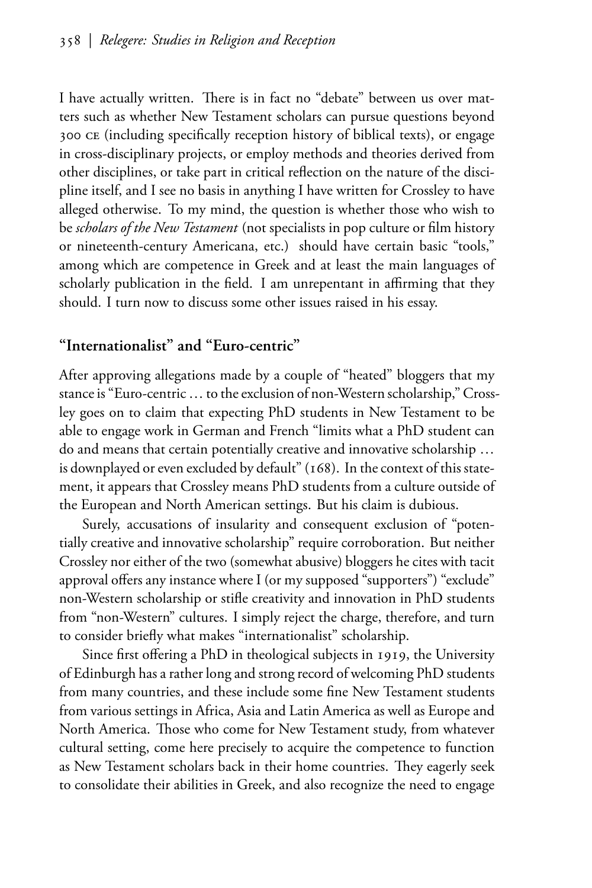I have actually written. There is in fact no "debate" between us over matters such as whether New Testament scholars can pursue questions beyond 300 CE (including specifically reception history of biblical texts), or engage in cross-disciplinary projects, or employ methods and theories derived from other disciplines, or take part in critical reflection on the nature of the discipline itself, and I see no basis in anything I have written for Crossley to have alleged otherwise. To my mind, the question is whether those who wish to be *scholars of the New Testament* (not specialists in pop culture or film history or nineteenth-century Americana, etc.) should have certain basic "tools," among which are competence in Greek and at least the main languages of scholarly publication in the field. I am unrepentant in affirming that they should. I turn now to discuss some other issues raised in his essay.

## "Internationalist" and "Euro-centric"

After approving allegations made by a couple of "heated" bloggers that my stance is "Euro-centric … to the exclusion of non-Western scholarship," Crossley goes on to claim that expecting PhD students in New Testament to be able to engage work in German and French "limits what a PhD student can do and means that certain potentially creative and innovative scholarship … is downplayed or even excluded by default" (168). In the context of this statement, it appears that Crossley means PhD students from a culture outside of the European and North American settings. But his claim is dubious.

Surely, accusations of insularity and consequent exclusion of "potentially creative and innovative scholarship" require corroboration. But neither Crossley nor either of the two (somewhat abusive) bloggers he cites with tacit approval offers any instance where I (or my supposed "supporters") "exclude" non-Western scholarship or stifle creativity and innovation in PhD students from "non-Western" cultures. I simply reject the charge, therefore, and turn to consider briefly what makes "internationalist" scholarship.

Since first offering a PhD in theological subjects in 1919, the University of Edinburgh has a rather long and strong record of welcoming PhD students from many countries, and these include some fine New Testament students from various settings in Africa, Asia and Latin America as well as Europe and North America. Those who come for New Testament study, from whatever cultural setting, come here precisely to acquire the competence to function as New Testament scholars back in their home countries. They eagerly seek to consolidate their abilities in Greek, and also recognize the need to engage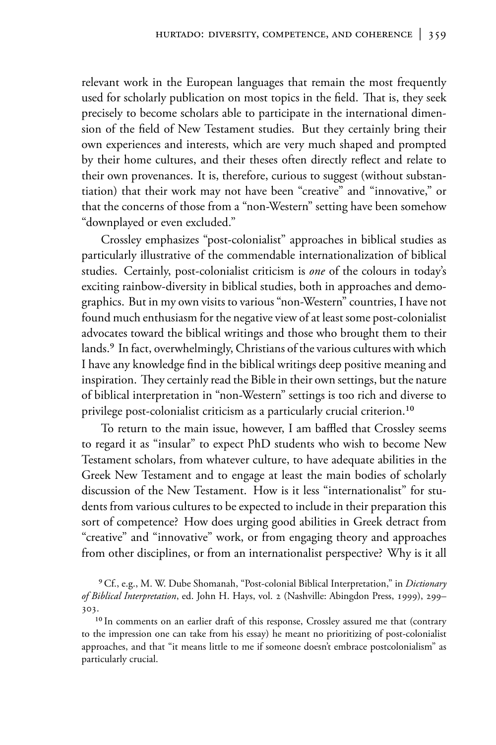relevant work in the European languages that remain the most frequently used for scholarly publication on most topics in the field. That is, they seek precisely to become scholars able to participate in the international dimension of the field of New Testament studies. But they certainly bring their own experiences and interests, which are very much shaped and prompted by their home cultures, and their theses often directly reflect and relate to their own provenances. It is, therefore, curious to suggest (without substantiation) that their work may not have been "creative" and "innovative," or that the concerns of those from a "non-Western" setting have been somehow "downplayed or even excluded."

Crossley emphasizes "post-colonialist" approaches in biblical studies as particularly illustrative of the commendable internationalization of biblical studies. Certainly, post-colonialist criticism is *one* of the colours in today's exciting rainbow-diversity in biblical studies, both in approaches and demographics. But in my own visits to various "non-Western" countries, I have not found much enthusiasm for the negative view of at least some post-colonialist advocates toward the biblical writings and those who brought them to their lands.[9] In fact, overwhelmingly, Christians of the various cultures with which I have any knowledge find in the biblical writings deep positive meaning and inspiration. They certainly read the Bible in their own settings, but the nature of biblical interpretation in "non-Western" settings is too rich and diverse to privilege post-colonialist criticism as a particularly crucial criterion.[10]

To return to the main issue, however, I am baffled that Crossley seems to regard it as "insular" to expect PhD students who wish to become New Testament scholars, from whatever culture, to have adequate abilities in the Greek New Testament and to engage at least the main bodies of scholarly discussion of the New Testament. How is it less "internationalist" for students from various cultures to be expected to include in their preparation this sort of competence? How does urging good abilities in Greek detract from "creative" and "innovative" work, or from engaging theory and approaches from other disciplines, or from an internationalist perspective? Why is it all

[9] Cf., e.g., M. W. Dube Shomanah, "Post-colonial Biblical Interpretation," in *Dictionary of Biblical Interpretation*, ed. John H. Hays, vol. 2 (Nashville: Abingdon Press, 1999), 299–303.

[10] In comments on an earlier draft of this response, Crossley assured me that (contrary to the impression one can take from his essay) he meant no prioritizing of post-colonialist approaches, and that "it means little to me if someone doesn't embrace postcolonialism" as particularly crucial.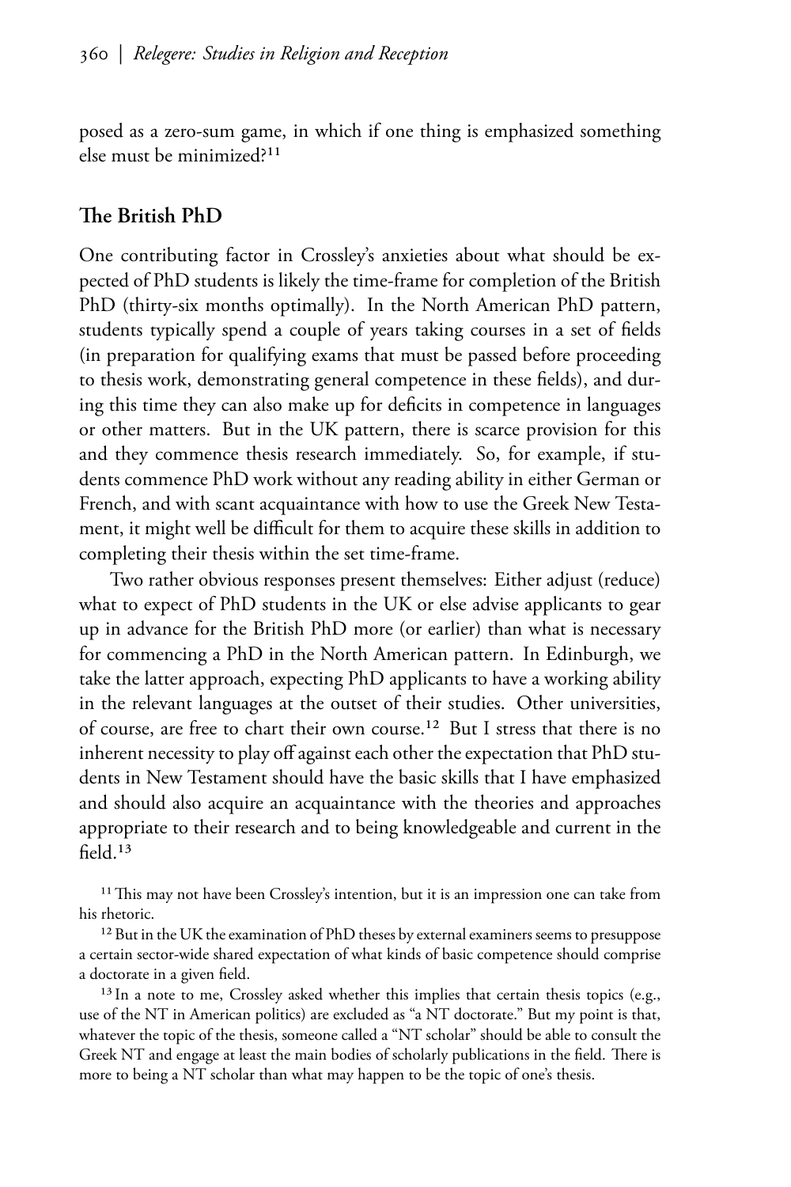posed as a zero-sum game, in which if one thing is emphasized something else must be minimized?[11]

## The British PhD

One contributing factor in Crossley's anxieties about what should be expected of PhD students is likely the time-frame for completion of the British PhD (thirty-six months optimally). In the North American PhD pattern, students typically spend a couple of years taking courses in a set of fields (in preparation for qualifying exams that must be passed before proceeding to thesis work, demonstrating general competence in these fields), and during this time they can also make up for deficits in competence in languages or other matters. But in the UK pattern, there is scarce provision for this and they commence thesis research immediately. So, for example, if students commence PhD work without any reading ability in either German or French, and with scant acquaintance with how to use the Greek New Testament, it might well be difficult for them to acquire these skills in addition to completing their thesis within the set time-frame.

Two rather obvious responses present themselves: Either adjust (reduce) what to expect of PhD students in the UK or else advise applicants to gear up in advance for the British PhD more (or earlier) than what is necessary for commencing a PhD in the North American pattern. In Edinburgh, we take the latter approach, expecting PhD applicants to have a working ability in the relevant languages at the outset of their studies. Other universities, of course, are free to chart their own course.[12] But I stress that there is no inherent necessity to play off against each other the expectation that PhD students in New Testament should have the basic skills that I have emphasized and should also acquire an acquaintance with the theories and approaches appropriate to their research and to being knowledgeable and current in the field.[13]

[11] This may not have been Crossley's intention, but it is an impression one can take from his rhetoric.

[12] But in the UK the examination of PhD theses by external examiners seems to presuppose a certain sector-wide shared expectation of what kinds of basic competence should comprise a doctorate in a given field.

[13] In a note to me, Crossley asked whether this implies that certain thesis topics (e.g., use of the NT in American politics) are excluded as "a NT doctorate." But my point is that, whatever the topic of the thesis, someone called a "NT scholar" should be able to consult the Greek NT and engage at least the main bodies of scholarly publications in the field. There is more to being a NT scholar than what may happen to be the topic of one's thesis.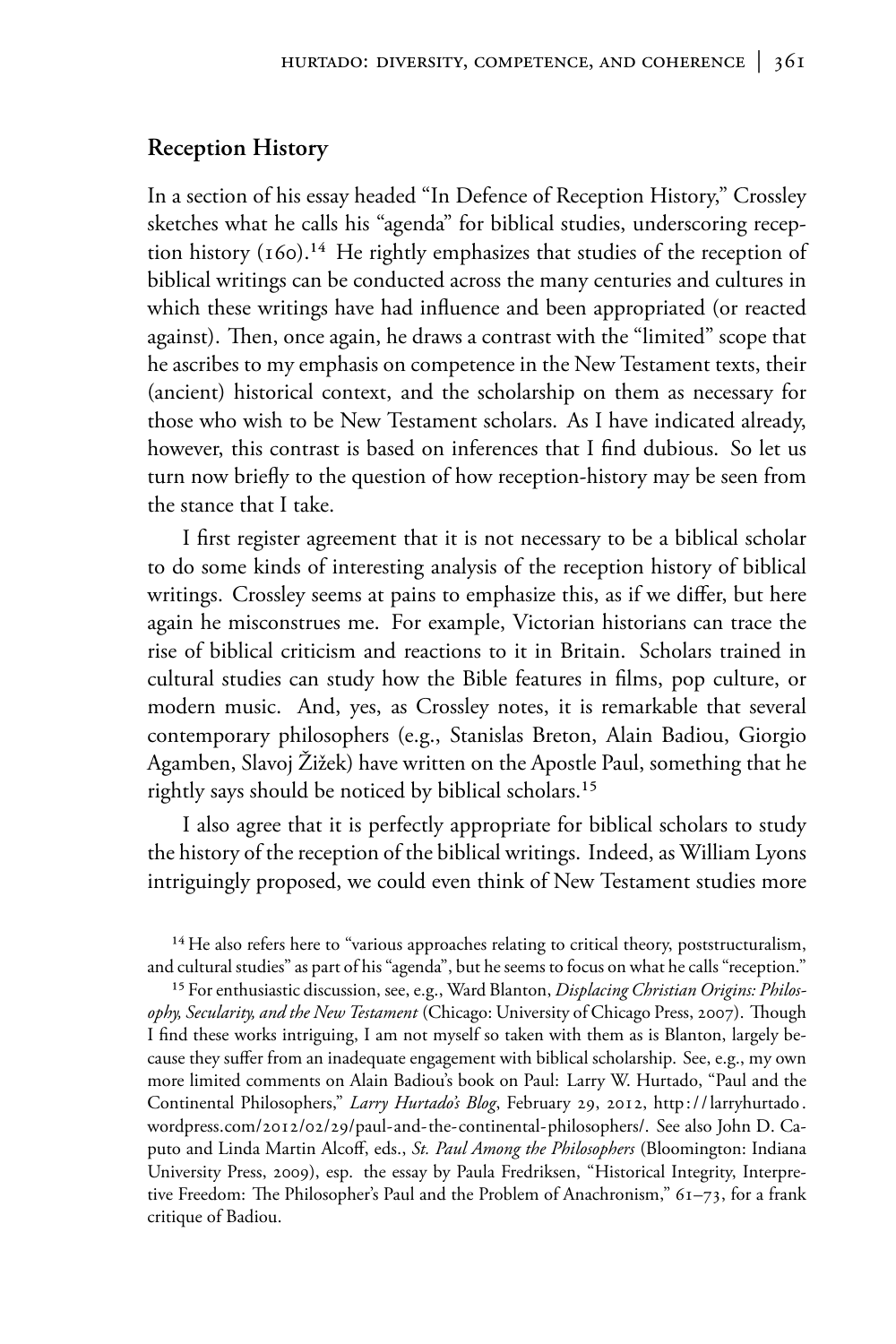## Reception History

In a section of his essay headed "In Defence of Reception History," Crossley sketches what he calls his "agenda" for biblical studies, underscoring reception history (160).[14] He rightly emphasizes that studies of the reception of biblical writings can be conducted across the many centuries and cultures in which these writings have had influence and been appropriated (or reacted against). Then, once again, he draws a contrast with the "limited" scope that he ascribes to my emphasis on competence in the New Testament texts, their (ancient) historical context, and the scholarship on them as necessary for those who wish to be New Testament scholars. As I have indicated already, however, this contrast is based on inferences that I find dubious. So let us turn now briefly to the question of how reception-history may be seen from the stance that I take.

I first register agreement that it is not necessary to be a biblical scholar to do some kinds of interesting analysis of the reception history of biblical writings. Crossley seems at pains to emphasize this, as if we differ, but here again he misconstrues me. For example, Victorian historians can trace the rise of biblical criticism and reactions to it in Britain. Scholars trained in cultural studies can study how the Bible features in films, pop culture, or modern music. And, yes, as Crossley notes, it is remarkable that several contemporary philosophers (e.g., Stanislas Breton, Alain Badiou, Giorgio Agamben, Slavoj Žižek) have written on the Apostle Paul, something that he rightly says should be noticed by biblical scholars.[15]

I also agree that it is perfectly appropriate for biblical scholars to study the history of the reception of the biblical writings. Indeed, as William Lyons intriguingly proposed, we could even think of New Testament studies more

[14] He also refers here to "various approaches relating to critical theory, poststructuralism, and cultural studies" as part of his "agenda", but he seems to focus on what he calls "reception."

[15] For enthusiastic discussion, see, e.g., Ward Blanton, *Displacing Christian Origins: Philosophy, Secularity, and the New Testament* (Chicago: University of Chicago Press, 2007). Though I find these works intriguing, I am not myself so taken with them as is Blanton, largely because they suffer from an inadequate engagement with biblical scholarship. See, e.g., my own more limited comments on Alain Badiou's book on Paul: Larry W. Hurtado, "Paul and the Continental Philosophers," *Larry Hurtado's Blog*, February 29, 2012, http://larryhurtado.wordpress.com/2012/02/29/paul-and-the-continental-philosophers/. See also John D. Caputo and Linda Martin Alcoff, eds., *St. Paul Among the Philosophers* (Bloomington: Indiana University Press, 2009), esp. the essay by Paula Fredriksen, "Historical Integrity, Interpretive Freedom: The Philosopher's Paul and the Problem of Anachronism," 61–73, for a frank critique of Badiou.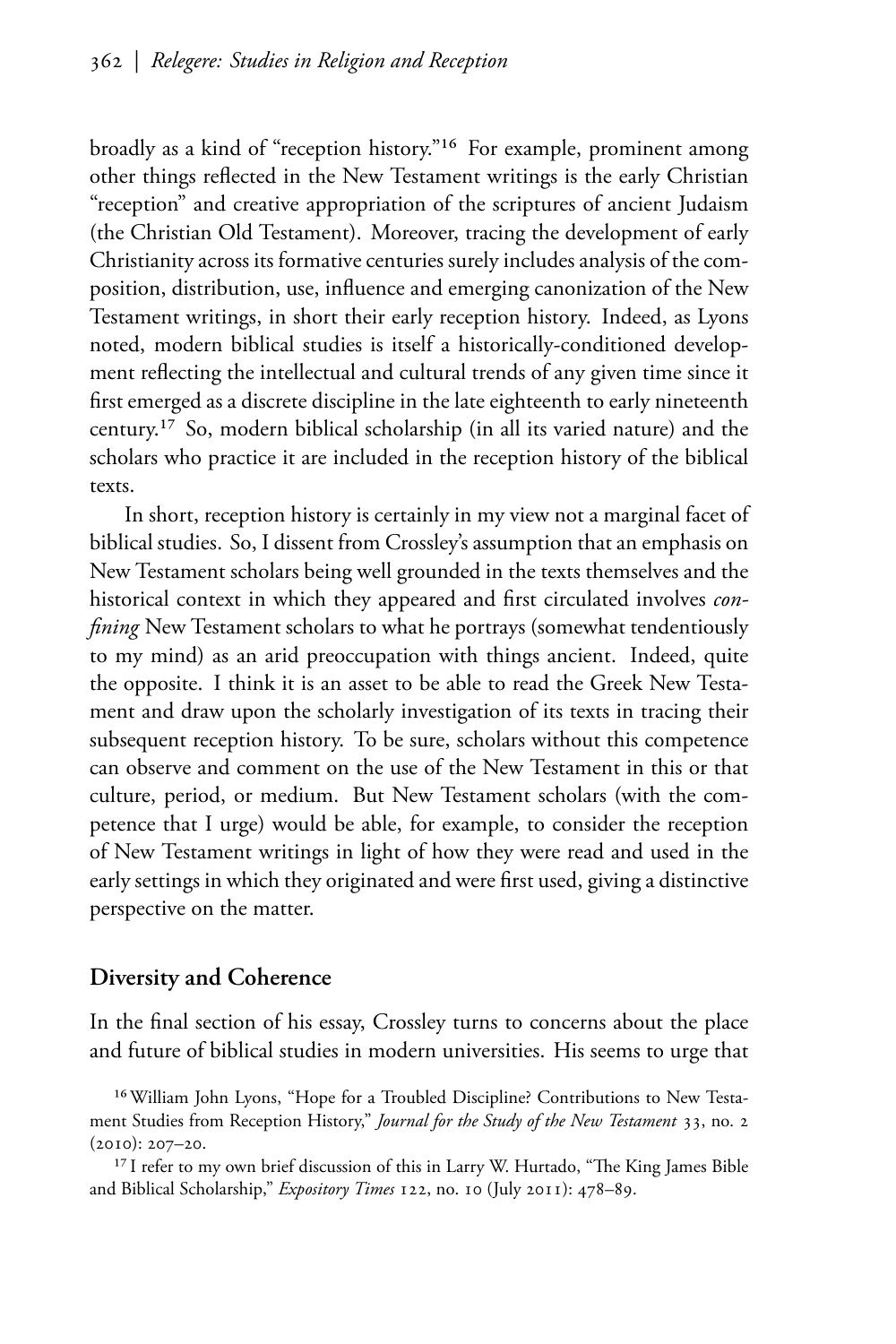broadly as a kind of "reception history."[16] For example, prominent among other things reflected in the New Testament writings is the early Christian "reception" and creative appropriation of the scriptures of ancient Judaism (the Christian Old Testament). Moreover, tracing the development of early Christianity across its formative centuries surely includes analysis of the composition, distribution, use, influence and emerging canonization of the New Testament writings, in short their early reception history. Indeed, as Lyons noted, modern biblical studies is itself a historically-conditioned development reflecting the intellectual and cultural trends of any given time since it first emerged as a discrete discipline in the late eighteenth to early nineteenth century.[17] So, modern biblical scholarship (in all its varied nature) and the scholars who practice it are included in the reception history of the biblical texts.

In short, reception history is certainly in my view not a marginal facet of biblical studies. So, I dissent from Crossley's assumption that an emphasis on New Testament scholars being well grounded in the texts themselves and the historical context in which they appeared and first circulated involves *confining* New Testament scholars to what he portrays (somewhat tendentiously to my mind) as an arid preoccupation with things ancient. Indeed, quite the opposite. I think it is an asset to be able to read the Greek New Testament and draw upon the scholarly investigation of its texts in tracing their subsequent reception history. To be sure, scholars without this competence can observe and comment on the use of the New Testament in this or that culture, period, or medium. But New Testament scholars (with the competence that I urge) would be able, for example, to consider the reception of New Testament writings in light of how they were read and used in the early settings in which they originated and were first used, giving a distinctive perspective on the matter.

## Diversity and Coherence

In the final section of his essay, Crossley turns to concerns about the place and future of biblical studies in modern universities. His seems to urge that

[16] William John Lyons, "Hope for a Troubled Discipline? Contributions to New Testament Studies from Reception History," *Journal for the Study of the New Testament* 33, no. 2 (2010): 207–20.

[17] I refer to my own brief discussion of this in Larry W. Hurtado, "The King James Bible and Biblical Scholarship," *Expository Times* 122, no. 10 (July 2011): 478–89.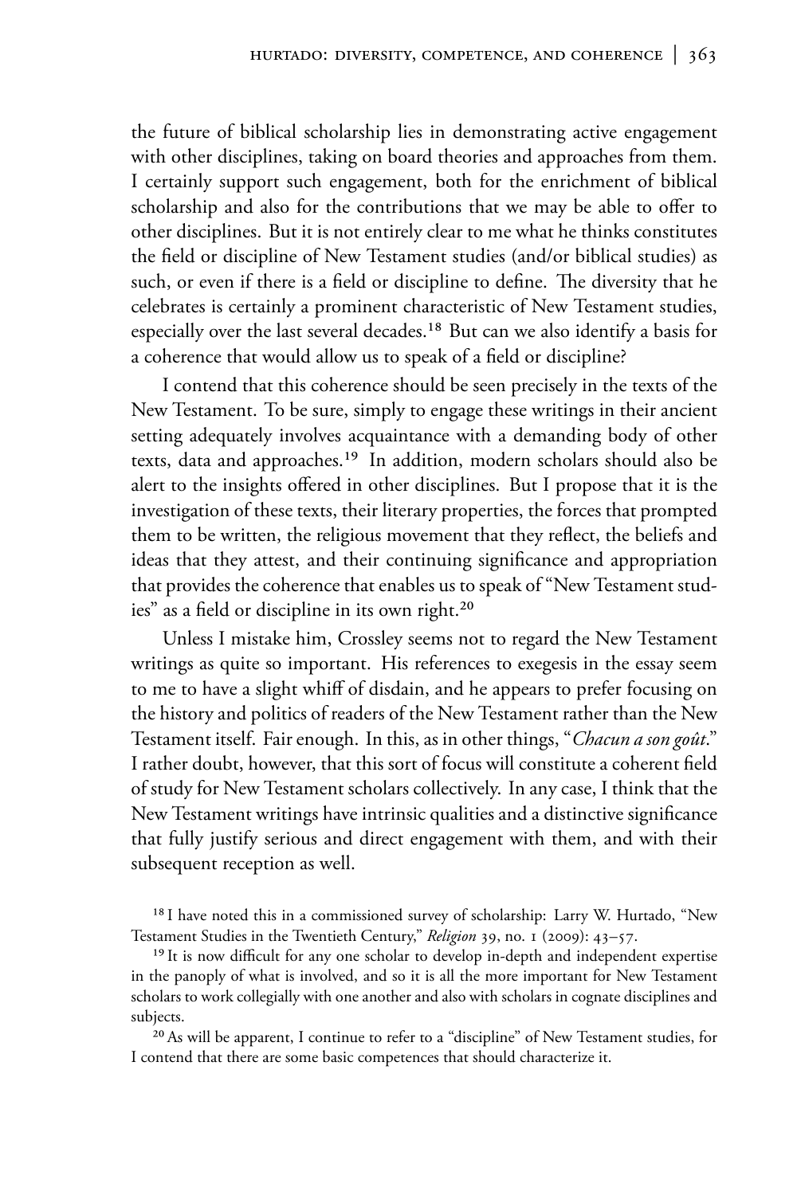the future of biblical scholarship lies in demonstrating active engagement with other disciplines, taking on board theories and approaches from them. I certainly support such engagement, both for the enrichment of biblical scholarship and also for the contributions that we may be able to offer to other disciplines. But it is not entirely clear to me what he thinks constitutes the field or discipline of New Testament studies (and/or biblical studies) as such, or even if there is a field or discipline to define. The diversity that he celebrates is certainly a prominent characteristic of New Testament studies, especially over the last several decades.[18] But can we also identify a basis for a coherence that would allow us to speak of a field or discipline?

I contend that this coherence should be seen precisely in the texts of the New Testament. To be sure, simply to engage these writings in their ancient setting adequately involves acquaintance with a demanding body of other texts, data and approaches.[19] In addition, modern scholars should also be alert to the insights offered in other disciplines. But I propose that it is the investigation of these texts, their literary properties, the forces that prompted them to be written, the religious movement that they reflect, the beliefs and ideas that they attest, and their continuing significance and appropriation that provides the coherence that enables us to speak of "New Testament studies" as a field or discipline in its own right.[20]

Unless I mistake him, Crossley seems not to regard the New Testament writings as quite so important. His references to exegesis in the essay seem to me to have a slight whiff of disdain, and he appears to prefer focusing on the history and politics of readers of the New Testament rather than the New Testament itself. Fair enough. In this, as in other things, "*Chacun a son goût*." I rather doubt, however, that this sort of focus will constitute a coherent field of study for New Testament scholars collectively. In any case, I think that the New Testament writings have intrinsic qualities and a distinctive significance that fully justify serious and direct engagement with them, and with their subsequent reception as well.

[18] I have noted this in a commissioned survey of scholarship: Larry W. Hurtado, "New Testament Studies in the Twentieth Century," *Religion* 39, no. 1 (2009): 43–57.

[19] It is now difficult for any one scholar to develop in-depth and independent expertise in the panoply of what is involved, and so it is all the more important for New Testament scholars to work collegially with one another and also with scholars in cognate disciplines and subjects.

[20] As will be apparent, I continue to refer to a "discipline" of New Testament studies, for I contend that there are some basic competences that should characterize it.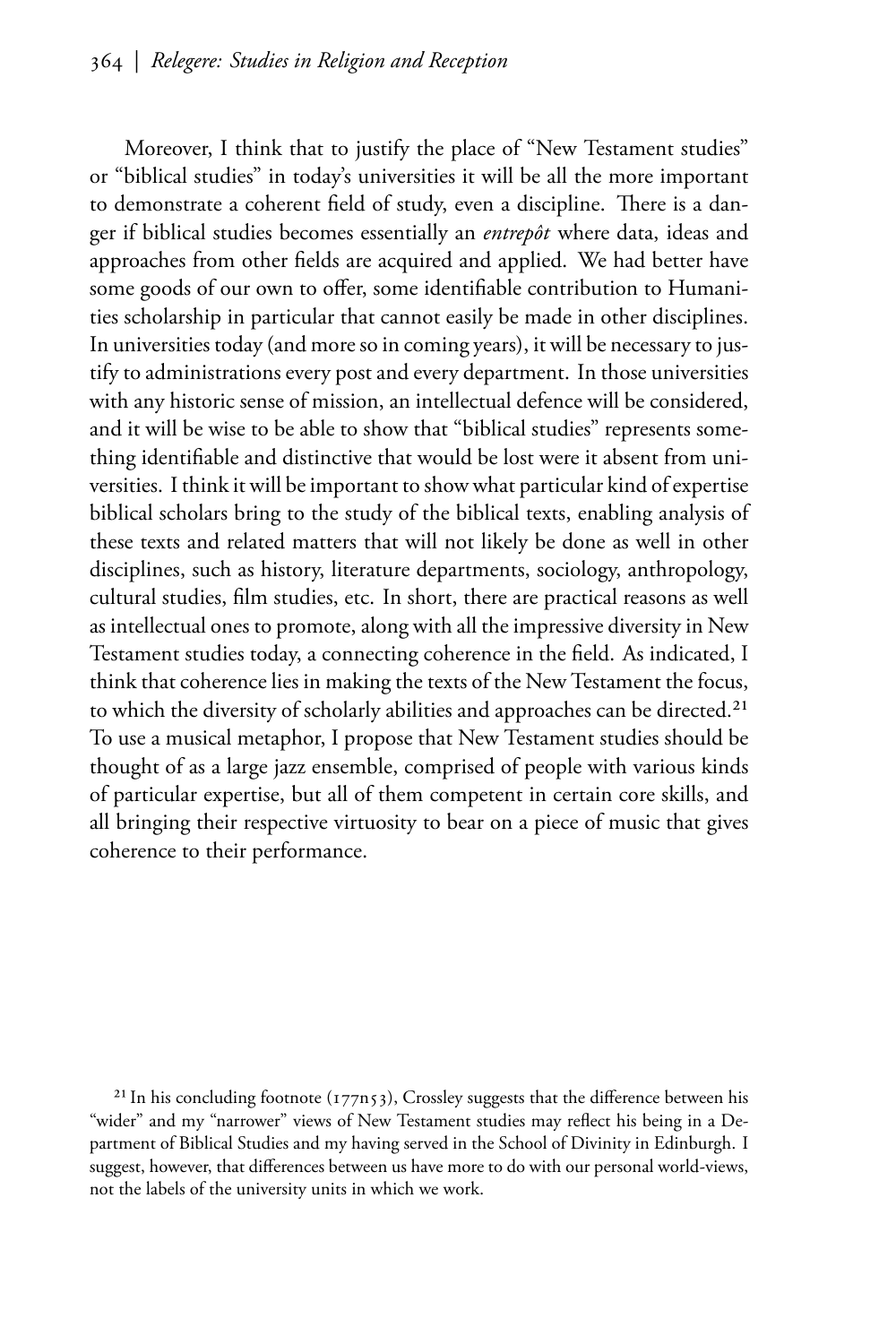Moreover, I think that to justify the place of "New Testament studies" or "biblical studies" in today's universities it will be all the more important to demonstrate a coherent field of study, even a discipline. There is a danger if biblical studies becomes essentially an *entrepôt* where data, ideas and approaches from other fields are acquired and applied. We had better have some goods of our own to offer, some identifiable contribution to Humanities scholarship in particular that cannot easily be made in other disciplines. In universities today (and more so in coming years), it will be necessary to justify to administrations every post and every department. In those universities with any historic sense of mission, an intellectual defence will be considered, and it will be wise to be able to show that "biblical studies" represents something identifiable and distinctive that would be lost were it absent from universities. I think it will be important to show what particular kind of expertise biblical scholars bring to the study of the biblical texts, enabling analysis of these texts and related matters that will not likely be done as well in other disciplines, such as history, literature departments, sociology, anthropology, cultural studies, film studies, etc. In short, there are practical reasons as well as intellectual ones to promote, along with all the impressive diversity in New Testament studies today, a connecting coherence in the field. As indicated, I think that coherence lies in making the texts of the New Testament the focus, to which the diversity of scholarly abilities and approaches can be directed.[21] To use a musical metaphor, I propose that New Testament studies should be thought of as a large jazz ensemble, comprised of people with various kinds of particular expertise, but all of them competent in certain core skills, and all bringing their respective virtuosity to bear on a piece of music that gives coherence to their performance.

[21] In his concluding footnote (177n53), Crossley suggests that the difference between his "wider" and my "narrower" views of New Testament studies may reflect his being in a Department of Biblical Studies and my having served in the School of Divinity in Edinburgh. I suggest, however, that differences between us have more to do with our personal world-views, not the labels of the university units in which we work.